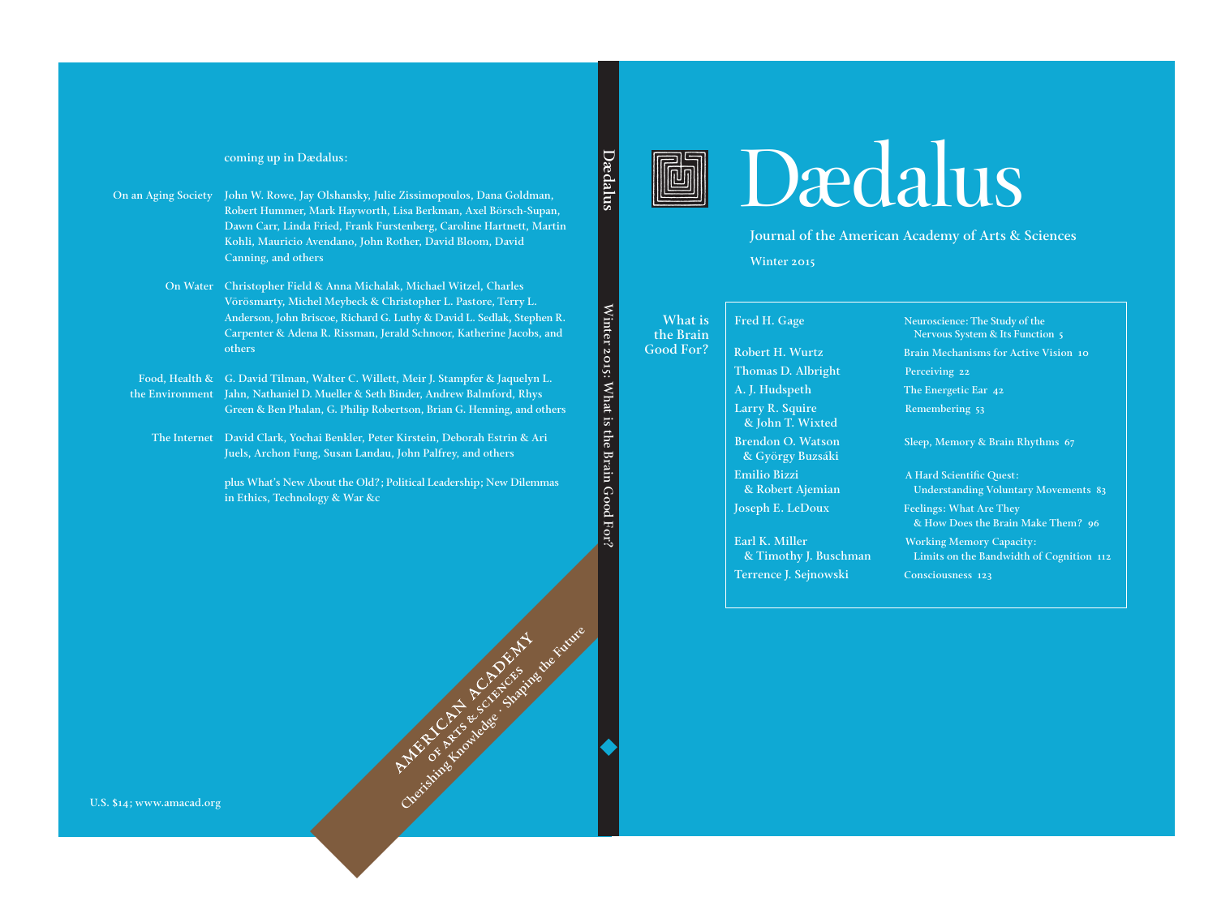# Dædalus

Journal of the American Academy of Arts & Sciences

Winter 2015

## What is the Brain Good For?

| | |
|---|---|
| Fred H. Gage | Neuroscience: The Study of the Nervous System & Its Function 5 |
| Robert H. Wurtz | Brain Mechanisms for Active Vision 10 |
| Thomas D. Albright | Perceiving 22 |
| A. J. Hudspeth | The Energetic Ear 42 |
| Larry R. Squire & John T. Wixted | Remembering 53 |
| Brendon O. Watson & György Buzsáki | Sleep, Memory & Brain Rhythms 67 |
| Emilio Bizzi & Robert Ajemian | A Hard Scientific Quest: Understanding Voluntary Movements 83 |
| Joseph E. LeDoux | Feelings: What Are They & How Does the Brain Make Them? 96 |
| Earl K. Miller & Timothy J. Buschman | Working Memory Capacity: Limits on the Bandwidth of Cognition 112 |
| Terrence J. Sejnowski | Consciousness 123 |

Dædalus

Winter 2015: What is the Brain Good For?

coming up in Dædalus:

**On an Aging Society** John W. Rowe, Jay Olshansky, Julie Zissimopoulos, Dana Goldman, Robert Hummer, Mark Hayworth, Lisa Berkman, Axel Börsch-Supan, Dawn Carr, Linda Fried, Frank Furstenberg, Caroline Hartnett, Martin Kohli, Mauricio Avendano, John Rother, David Bloom, David Canning, and others

**On Water** Christopher Field & Anna Michalak, Michael Witzel, Charles Vörösmarty, Michel Meybeck & Christopher L. Pastore, Terry L. Anderson, John Briscoe, Richard G. Luthy & David L. Sedlak, Stephen R. Carpenter & Adena R. Rissman, Jerald Schnoor, Katherine Jacobs, and others

**Food, Health & the Environment** G. David Tilman, Walter C. Willett, Meir J. Stampfer & Jaquelyn L. Jahn, Nathaniel D. Mueller & Seth Binder, Andrew Balmford, Rhys Green & Ben Phalan, G. Philip Robertson, Brian G. Henning, and others

**The Internet** David Clark, Yochai Benkler, Peter Kirstein, Deborah Estrin & Ari Juels, Archon Fung, Susan Landau, John Palfrey, and others

plus What's New About the Old?; Political Leadership; New Dilemmas in Ethics, Technology & War &c

American Academy of Arts & Sciences
Cherishing Knowledge · Shaping the Future

U.S. $14; www.amacad.org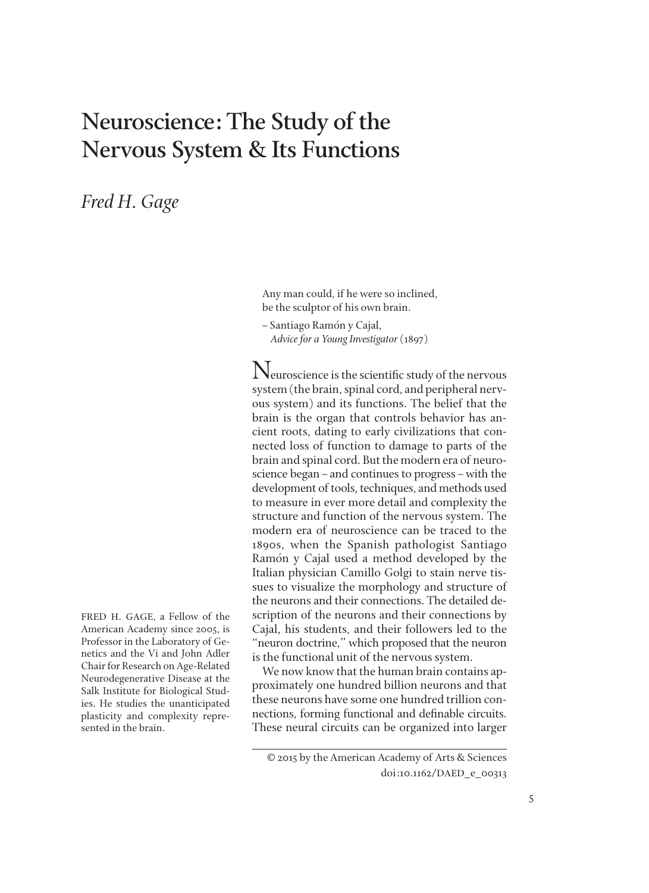# Neuroscience: The Study of the Nervous System & Its Functions

*Fred H. Gage*

> Any man could, if he were so inclined, be the sculptor of his own brain.
>
> – Santiago Ramón y Cajal, *Advice for a Young Investigator* (1897)

Neuroscience is the scientific study of the nervous system (the brain, spinal cord, and peripheral nervous system) and its functions. The belief that the brain is the organ that controls behavior has ancient roots, dating to early civilizations that connected loss of function to damage to parts of the brain and spinal cord. But the modern era of neuroscience began – and continues to progress – with the development of tools, techniques, and methods used to measure in ever more detail and complexity the structure and function of the nervous system. The modern era of neuroscience can be traced to the 1890s, when the Spanish pathologist Santiago Ramón y Cajal used a method developed by the Italian physician Camillo Golgi to stain nerve tissues to visualize the morphology and structure of the neurons and their connections. The detailed description of the neurons and their connections by Cajal, his students, and their followers led to the "neuron doctrine," which proposed that the neuron is the functional unit of the nervous system.

We now know that the human brain contains approximately one hundred billion neurons and that these neurons have some one hundred trillion connections, forming functional and definable circuits. These neural circuits can be organized into larger

FRED H. GAGE, a Fellow of the American Academy since 2005, is Professor in the Laboratory of Genetics and the Vi and John Adler Chair for Research on Age-Related Neurodegenerative Disease at the Salk Institute for Biological Studies. He studies the unanticipated plasticity and complexity represented in the brain.

© 2015 by the American Academy of Arts & Sciences
doi:10.1162/DAED_e_00313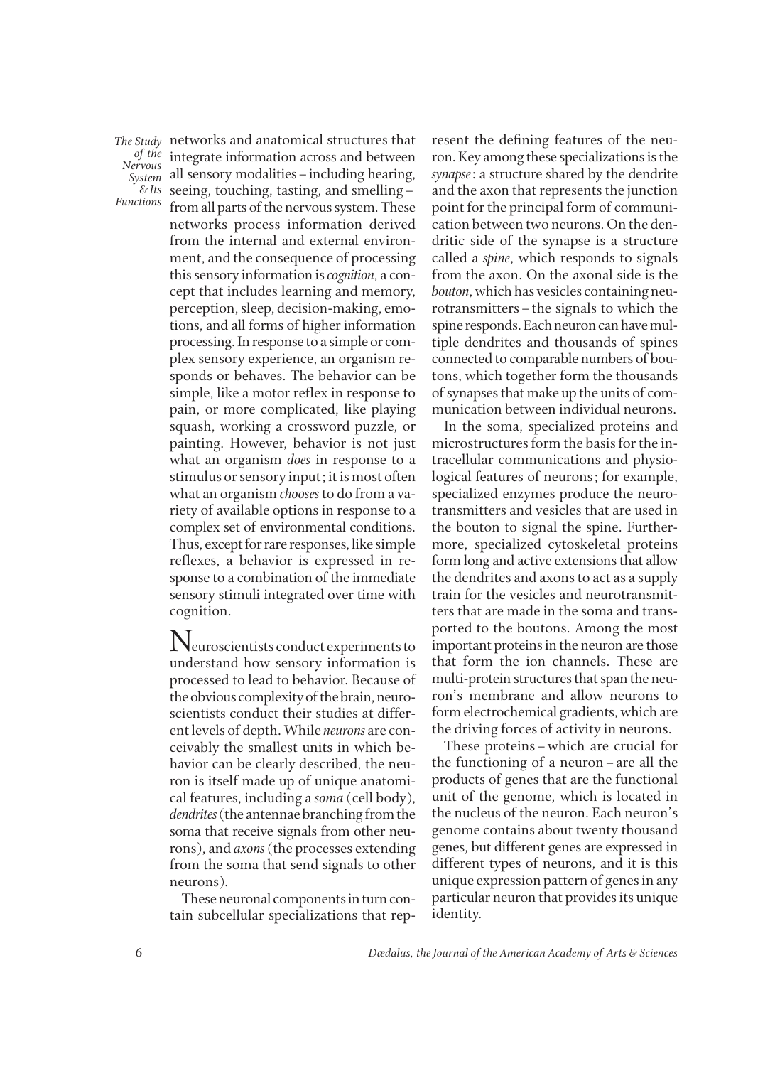networks and anatomical structures that integrate information across and between all sensory modalities – including hearing, seeing, touching, tasting, and smelling – from all parts of the nervous system. These networks process information derived from the internal and external environment, and the consequence of processing this sensory information is *cognition*, a concept that includes learning and memory, perception, sleep, decision-making, emotions, and all forms of higher information processing. In response to a simple or complex sensory experience, an organism responds or behaves. The behavior can be simple, like a motor reflex in response to pain, or more complicated, like playing squash, working a crossword puzzle, or painting. However, behavior is not just what an organism *does* in response to a stimulus or sensory input; it is most often what an organism *chooses* to do from a variety of available options in response to a complex set of environmental conditions. Thus, except for rare responses, like simple reflexes, a behavior is expressed in response to a combination of the immediate sensory stimuli integrated over time with cognition.

Neuroscientists conduct experiments to understand how sensory information is processed to lead to behavior. Because of the obvious complexity of the brain, neuroscientists conduct their studies at different levels of depth. While *neurons* are conceivably the smallest units in which behavior can be clearly described, the neuron is itself made up of unique anatomical features, including a *soma* (cell body), *dendrites* (the antennae branching from the soma that receive signals from other neurons), and *axons* (the processes extending from the soma that send signals to other neurons).

These neuronal components in turn contain subcellular specializations that represent the defining features of the neuron. Key among these specializations is the *synapse*: a structure shared by the dendrite and the axon that represents the junction point for the principal form of communication between two neurons. On the dendritic side of the synapse is a structure called a *spine*, which responds to signals from the axon. On the axonal side is the *bouton*, which has vesicles containing neurotransmitters – the signals to which the spine responds. Each neuron can have multiple dendrites and thousands of spines connected to comparable numbers of boutons, which together form the thousands of synapses that make up the units of communication between individual neurons.

In the soma, specialized proteins and microstructures form the basis for the intracellular communications and physiological features of neurons; for example, specialized enzymes produce the neurotransmitters and vesicles that are used in the bouton to signal the spine. Furthermore, specialized cytoskeletal proteins form long and active extensions that allow the dendrites and axons to act as a supply train for the vesicles and neurotransmitters that are made in the soma and transported to the boutons. Among the most important proteins in the neuron are those that form the ion channels. These are multi-protein structures that span the neuron's membrane and allow neurons to form electrochemical gradients, which are the driving forces of activity in neurons.

These proteins – which are crucial for the functioning of a neuron – are all the products of genes that are the functional unit of the genome, which is located in the nucleus of the neuron. Each neuron's genome contains about twenty thousand genes, but different genes are expressed in different types of neurons, and it is this unique expression pattern of genes in any particular neuron that provides its unique identity.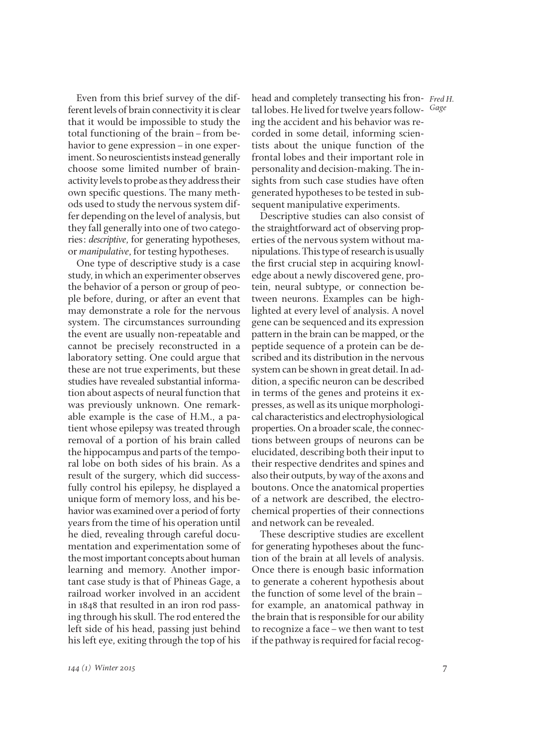Even from this brief survey of the different levels of brain connectivity it is clear that it would be impossible to study the total functioning of the brain – from behavior to gene expression – in one experiment. So neuroscientists instead generally choose some limited number of brain-activity levels to probe as they address their own specific questions. The many methods used to study the nervous system differ depending on the level of analysis, but they fall generally into one of two categories: *descriptive*, for generating hypotheses, or *manipulative*, for testing hypotheses.

One type of descriptive study is a case study, in which an experimenter observes the behavior of a person or group of people before, during, or after an event that may demonstrate a role for the nervous system. The circumstances surrounding the event are usually non-repeatable and cannot be precisely reconstructed in a laboratory setting. One could argue that these are not true experiments, but these studies have revealed substantial information about aspects of neural function that was previously unknown. One remarkable example is the case of H.M., a patient whose epilepsy was treated through removal of a portion of his brain called the hippocampus and parts of the temporal lobe on both sides of his brain. As a result of the surgery, which did successfully control his epilepsy, he displayed a unique form of memory loss, and his behavior was examined over a period of forty years from the time of his operation until he died, revealing through careful documentation and experimentation some of the most important concepts about human learning and memory. Another important case study is that of Phineas Gage, a railroad worker involved in an accident in 1848 that resulted in an iron rod passing through his skull. The rod entered the left side of his head, passing just behind his left eye, exiting through the top of his head and completely transecting his frontal lobes. He lived for twelve years following the accident and his behavior was recorded in some detail, informing scientists about the unique function of the frontal lobes and their important role in personality and decision-making. The insights from such case studies have often generated hypotheses to be tested in subsequent manipulative experiments.

Descriptive studies can also consist of the straightforward act of observing properties of the nervous system without manipulations. This type of research is usually the first crucial step in acquiring knowledge about a newly discovered gene, protein, neural subtype, or connection between neurons. Examples can be highlighted at every level of analysis. A novel gene can be sequenced and its expression pattern in the brain can be mapped, or the peptide sequence of a protein can be described and its distribution in the nervous system can be shown in great detail. In addition, a specific neuron can be described in terms of the genes and proteins it expresses, as well as its unique morphological characteristics and electrophysiological properties. On a broader scale, the connections between groups of neurons can be elucidated, describing both their input to their respective dendrites and spines and also their outputs, by way of the axons and boutons. Once the anatomical properties of a network are described, the electrochemical properties of their connections and network can be revealed.

These descriptive studies are excellent for generating hypotheses about the function of the brain at all levels of analysis. Once there is enough basic information to generate a coherent hypothesis about the function of some level of the brain – for example, an anatomical pathway in the brain that is responsible for our ability to recognize a face – we then want to test if the pathway is required for facial recog-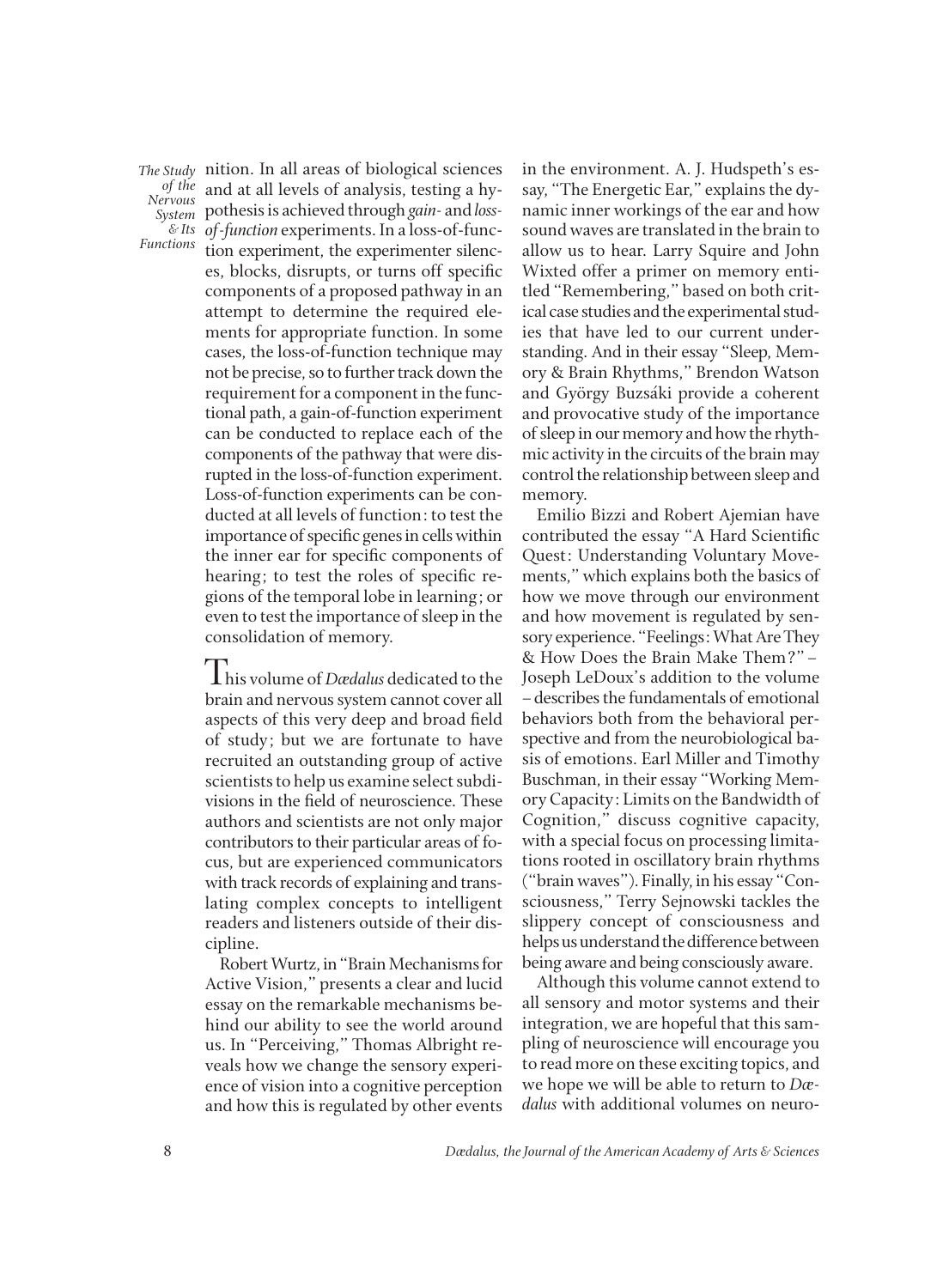nition. In all areas of biological sciences and at all levels of analysis, testing a hypothesis is achieved through *gain-* and *loss-of-function* experiments. In a loss-of-function experiment, the experimenter silences, blocks, disrupts, or turns off specific components of a proposed pathway in an attempt to determine the required elements for appropriate function. In some cases, the loss-of-function technique may not be precise, so to further track down the requirement for a component in the functional path, a gain-of-function experiment can be conducted to replace each of the components of the pathway that were disrupted in the loss-of-function experiment. Loss-of-function experiments can be conducted at all levels of function: to test the importance of specific genes in cells within the inner ear for specific components of hearing; to test the roles of specific regions of the temporal lobe in learning; or even to test the importance of sleep in the consolidation of memory.

This volume of *Dædalus* dedicated to the brain and nervous system cannot cover all aspects of this very deep and broad field of study; but we are fortunate to have recruited an outstanding group of active scientists to help us examine select subdivisions in the field of neuroscience. These authors and scientists are not only major contributors to their particular areas of focus, but are experienced communicators with track records of explaining and translating complex concepts to intelligent readers and listeners outside of their discipline.

Robert Wurtz, in "Brain Mechanisms for Active Vision," presents a clear and lucid essay on the remarkable mechanisms behind our ability to see the world around us. In "Perceiving," Thomas Albright reveals how we change the sensory experience of vision into a cognitive perception and how this is regulated by other events in the environment. A. J. Hudspeth's essay, "The Energetic Ear," explains the dynamic inner workings of the ear and how sound waves are translated in the brain to allow us to hear. Larry Squire and John Wixted offer a primer on memory entitled "Remembering," based on both critical case studies and the experimental studies that have led to our current understanding. And in their essay "Sleep, Memory & Brain Rhythms," Brendon Watson and György Buzsáki provide a coherent and provocative study of the importance of sleep in our memory and how the rhythmic activity in the circuits of the brain may control the relationship between sleep and memory.

Emilio Bizzi and Robert Ajemian have contributed the essay "A Hard Scientific Quest: Understanding Voluntary Movements," which explains both the basics of how we move through our environment and how movement is regulated by sensory experience. "Feelings: What Are They & How Does the Brain Make Them?" – Joseph LeDoux's addition to the volume – describes the fundamentals of emotional behaviors both from the behavioral perspective and from the neurobiological basis of emotions. Earl Miller and Timothy Buschman, in their essay "Working Memory Capacity: Limits on the Bandwidth of Cognition," discuss cognitive capacity, with a special focus on processing limitations rooted in oscillatory brain rhythms ("brain waves"). Finally, in his essay "Consciousness," Terry Sejnowski tackles the slippery concept of consciousness and helps us understand the difference between being aware and being consciously aware.

Although this volume cannot extend to all sensory and motor systems and their integration, we are hopeful that this sampling of neuroscience will encourage you to read more on these exciting topics, and we hope we will be able to return to *Dædalus* with additional volumes on neuro-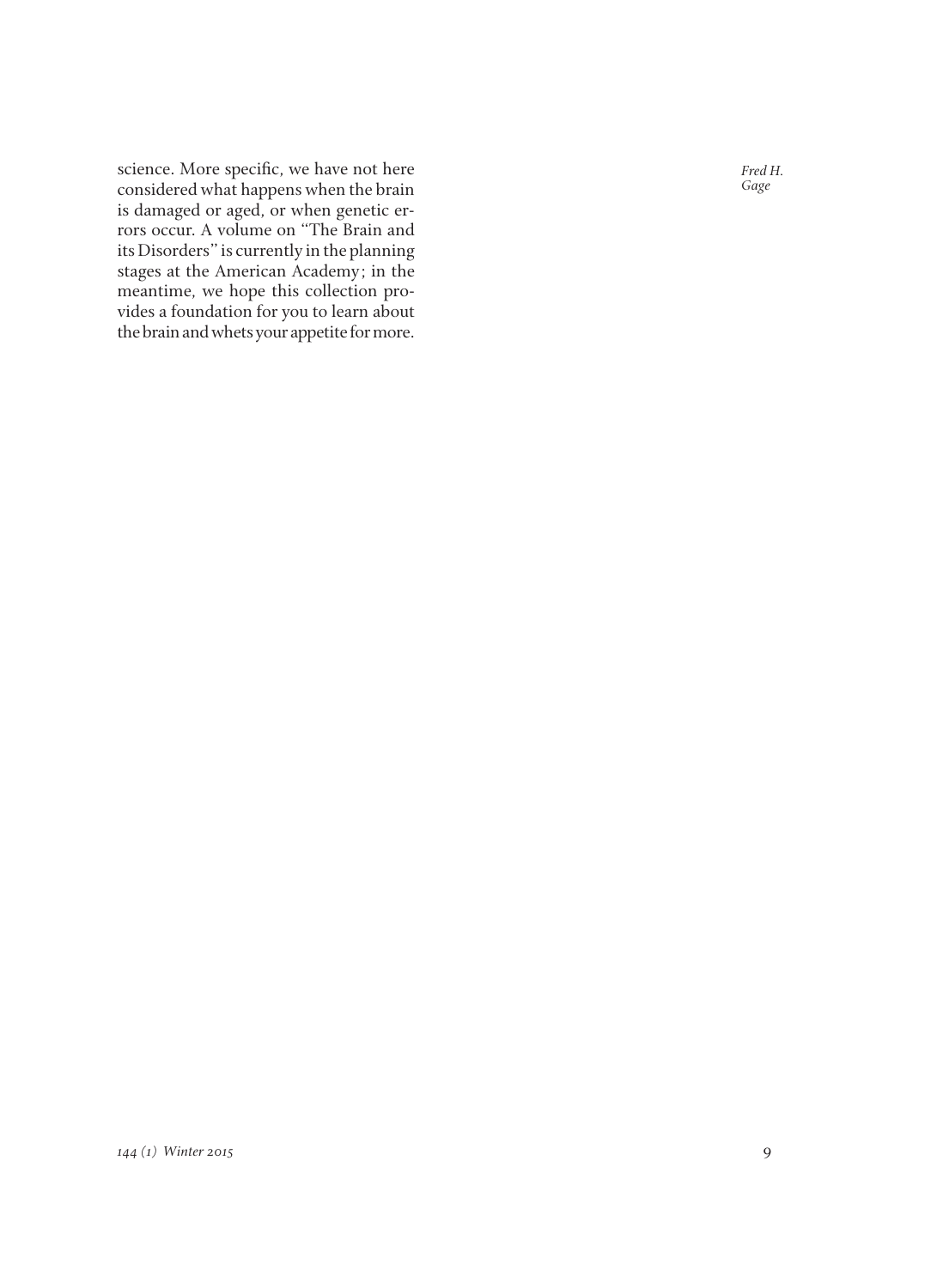science. More specific, we have not here considered what happens when the brain is damaged or aged, or when genetic errors occur. A volume on "The Brain and its Disorders" is currently in the planning stages at the American Academy; in the meantime, we hope this collection provides a foundation for you to learn about the brain and whets your appetite for more.